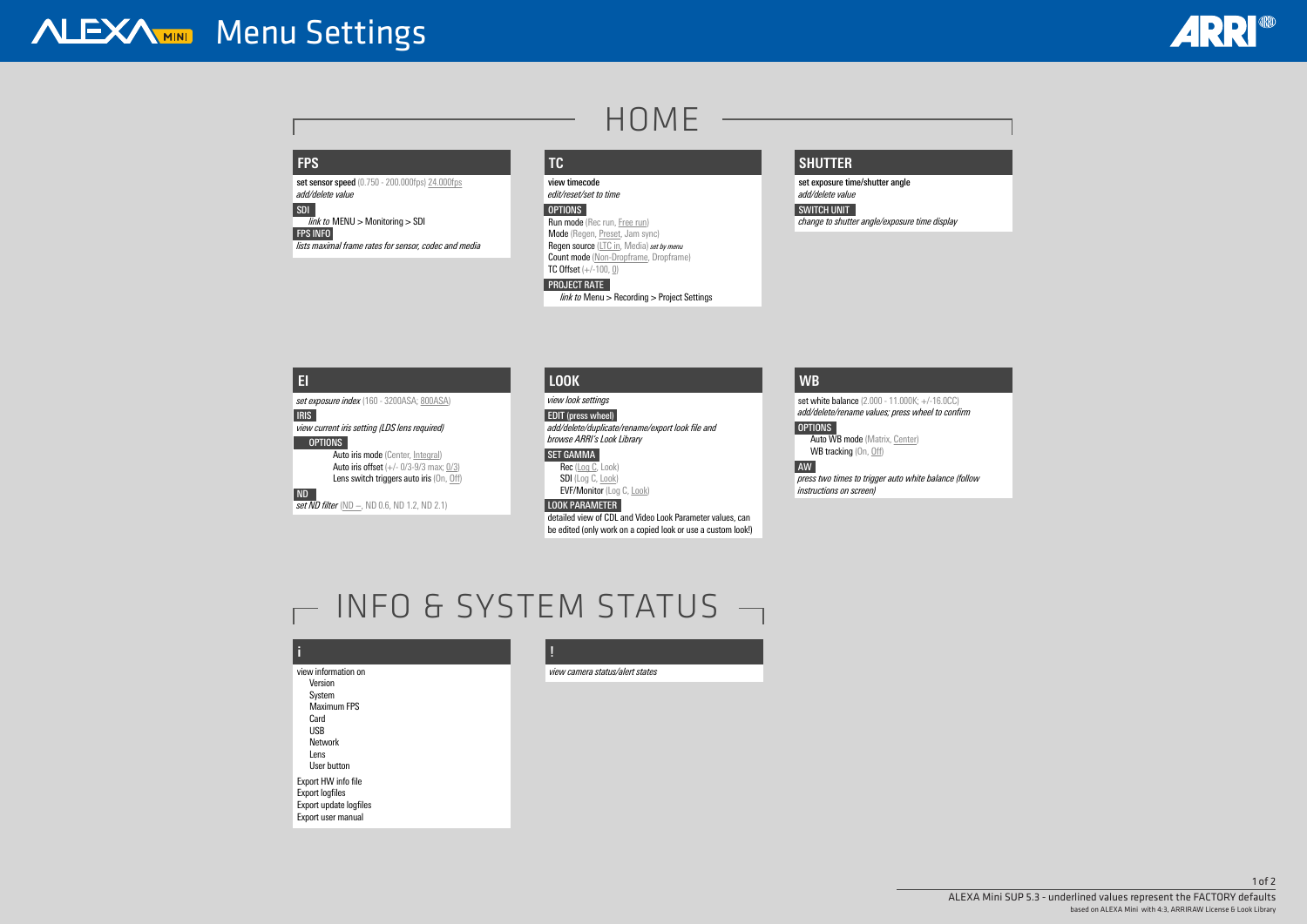# ALEXA MINI Menu Settings

## HOME

### FPS

**set sensor speed** (0.750 - 200.000fps) 24.000fps
*add/delete value*

**SDI**
*link to* MENU > Monitoring > SDI

**FPS INFO**
*lists maximal frame rates for sensor, codec and media*

### TC

**view timecode**
*edit/reset/set to time*

**OPTIONS**
- **Run mode** (Rec run, Free run)
- **Mode** (Regen, Preset, Jam sync)
- **Regen source** (LTC in, Media) *set by menu*
- **Count mode** (Non-Dropframe, Dropframe)
- **TC Offset** (+/-100, 0)

**PROJECT RATE**
*link to* Menu > Recording > Project Settings

### SHUTTER

**set exposure time/shutter angle**
*add/delete value*

**SWITCH UNIT**
*change to shutter angle/exposure time display*

### EI

*set exposure index* (160 - 3200ASA; 800ASA)

**IRIS**
*view current iris setting (LDS lens required)*

**OPTIONS**
- **Auto iris mode** (Center, Integral)
- **Auto iris offset** (+/- 0/3-9/3 max; 0/3)
- **Lens switch triggers auto iris** (On, Off)

**ND**
*set ND filter* (ND --, ND 0.6, ND 1.2, ND 2.1)

### LOOK

*view look settings*

**EDIT (press wheel)**
*add/delete/duplicate/rename/export look file and browse ARRI's Look Library*

**SET GAMMA**
- **Rec** (Log C, Look)
- **SDI** (Log C, Look)
- **EVF/Monitor** (Log C, Look)

**LOOK PARAMETER**
detailed view of CDL and Video Look Parameter values, can be edited (only work on a copied look or use a custom look!)

### WB

**set white balance** (2.000 - 11.000K; +/-16.0CC)
*add/delete/rename values; press wheel to confirm*

**OPTIONS**
- **Auto WB mode** (Matrix, Center)
- **WB tracking** (On, Off)

**AW**
*press two times to trigger auto white balance (follow instructions on screen)*

## INFO & SYSTEM STATUS

### i

view information on
- Version
- System
- Maximum FPS
- Card
- USB
- Network
- Lens
- User button

Export HW info file
Export logfiles
Export update logfiles
Export user manual

### !

*view camera status/alert states*

ALEXA Mini SUP 5.3 - underlined values represent the FACTORY defaults
based on ALEXA Mini with 4:3, ARRIRAW License & Look Library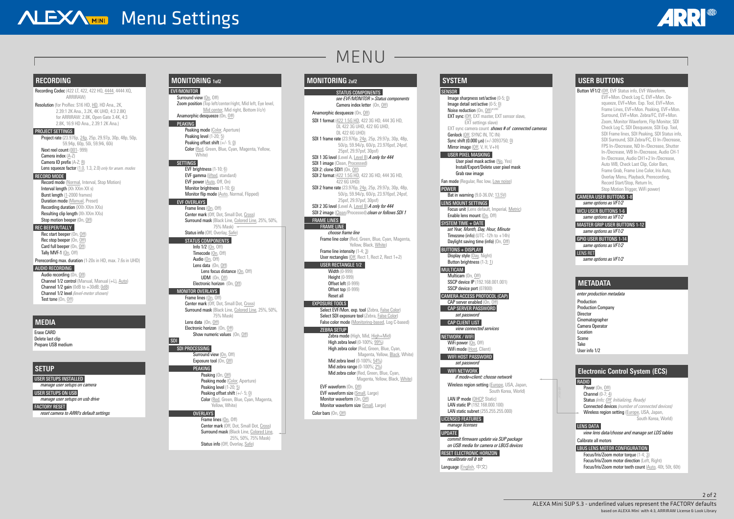# ALEXA MINI Menu Settings

# MENU

## RECORDING

Recording Codec (422 LT, 422, 422 HQ, 4444, 4444 XQ, ARRIRAW)

Resolution (for ProRes: S16 HD, HD, HD Ana., 2K, 2.39:1 2K Ana., 3.2K, 4K UHD, 4:3 2.8K) for ARRIRAW: 2.8K, Open Gate 3.4K, 4:3 2.8K, 16:9 HD Ana., 2.39:1 2K Ana.)

### PROJECT SETTINGS

Project rate (23.976p, 24p, 25p, 29.97p, 30p, 48p, 50p, 59.94p, 60p, 50i, 59.94i, 60i)

Next reel count (001- 999)

Camera index (A-Z)

Camera ID prefix (A-Z, R)

Lens squeeze factor (1.0, 1.3, 2.0) *only for anam. modes*

### RECORD MODE

Record mode (Normal, Interval, Stop Motion)

Interval length (Xh XXm XX s)

Burst length (1-2000 frames)

Duration mode (Manual, Preset)

Recording duration (XXh XXm XXs)

Resulting clip length (Xh XXm XXs)

Stop motion beeper (On, Off)

### REC BEEPER/TALLY

Rec start beeper (On, Off)

Rec stop beeper (On, Off)

Card full beeper (On, Off)

Tally MVF-1 (On, Off)

Prerecording max. duration (1-20s in HD, max. 7.6s in UHD)

### AUDIO RECORDING

Audio recording (On, Off)

Channel 1/2 control (Manual, Manual (+L), Auto)

Channel 1/2 gain (0dB to +30dB; 0dB)

Channel 1/2 level *(level-meter shown)*

Test tone (On, Off)

## MEDIA

Erase CARD

Delete last clip

Prepare USB medium

## SETUP

### USER SETUPS INSTALLED

*manage user setups on camera*

### USER SETUPS ON USB

*manage user setups on usb drive*

### FACTORY RESET

*reset camera to ARRI's default settings*

## MONITORING 1of2

### EVF/MONITOR

Surround view (On, Off)

Zoom position (Top left/center/right, Mid left, Eye level, Mid center, Mid right, Bottom l/c/r)

Anamorphic desqueeze (On, Off)

#### PEAKING

Peaking mode (Color, Aperture)

Peaking level (1-20; 5)

Peaking offset shift (+/- 5; 0)

Color (Red, Green, Blue, Cyan, Magenta, Yellow, White)

#### SETTINGS

EVF brightness (1-10; 6)

EVF gamma (lifted, standard)

EVF power (Auto, Off, On)

Monitor brightness (1-10; 6)

Monitor flip mode (Auto, Normal, Flipped)

#### EVF OVERLAYS

Frame lines (On, Off)

Center mark (Off, Dot, Small Dot, Cross)

Surround mask (Black Line, Colored Line, 25%, 50%, 75% Mask)

Status info (Off, Overlay, Safe)

##### STATUS COMPONENTS

Info 1/2 (On, Off)

Timecode (On, Off)

Audio (On, Off)

Lens data (On, Off)

Lens focus distance (On, Off)

UDM (On, Off)

Electronic horizon (On, Off)

#### MONITOR OVERLAYS

Frame lines (On, Off)

Center mark (Off, Dot, Small Dot, Cross)

Surround mask (Black Line, Colored Line, 25%, 50%, 75% Mask)

Lens data (On, Off)

Electronic horizon (On, Off)

Show numeric values (On, Off)

### SDI

#### SDI PROCESSING

Surround view (On, Off)

Exposure tool (On, Off)

##### PEAKING

Peaking (On, Off)

Peaking mode (Color, Aperture)

Peaking level (1-20; 5)

Peaking offset shift (+/- 5; 0)

Color (Red, Green, Blue, Cyan, Magenta, Yellow, White)

##### OVERLAYS

Frame lines (On, Off)

Center mark (Off, Dot, Small Dot, Cross)

Surround mask (Black Line, Colored Line, 25%, 50%, 75% Mask)

Status info (Off, Overlay, Safe)

## MONITORING 2of2

#### STATUS COMPONENTS

*see EVF/MONITOR > Status components*

Camera index letter (On, Off)

Anamorphic desqueeze (On, Off)

SDI 1 format (422 1.5G HD, 422 3G HD, 444 3G HD, DL 422 3G UHD, 422 6G UHD, DL 422 6G UHD)

SDI 1 frame rate (23.976p, 24p, 25p, 29.97p, 30p, 48p, 50i/p, 59.94i/p, 60i/p, 23.976psf, 24psf, 25psf, 29.97psf, 30psf)

SDI 1 3G level (Level A, Level B) *A only for 444*

SDI 1 image (Clean, Processed)

SDI 2: clone SDI1 (On, Off)

SDI 2 format (422 1.5G HD, 422 3G HD, 444 3G HD, 422 6G UHD)

SDI 2 frame rate (23.976p, 24p, 25p, 29.97p, 30p, 48p, 50i/p, 59.94i/p, 60i/p, 23.976psf, 24psf, 25psf, 29.97psf, 30psf)

SDI 2 3G level (Level A, Level B) *A only for 444*

SDI 2 image (Clean/Processed) *clean or follows SDI 1*

### FRAME LINES

#### FRAME LINE

*choose frame line*

Frame line color (Red, Green, Blue, Cyan, Magenta, Yellow, Black, White)

Frame line intensity (1-4; 3)

User rectangles (Off, Rect 1, Rect 2, Rect 1+2)

#### USER RECTANGLE 1/2

Width (0-999)

Height (0-999)

Offset left (0-999)

Offset top (0-999)

Reset all

### EXPOSURE TOOLS

Select EVF/Mon. exp. tool (Zebra, False Color)

Select SDI exposure tool (Zebra, False Color)

False color mode (Monitoring-based, Log C-based)

#### ZEBRA SETUP

Zebra mode (High, Mid, High+Mid)

High zebra level (0-100%; 99%)

High zebra color (Red, Green, Blue, Cyan, Magenta, Yellow, Black, White)

Mid zebra level (0-100%; 54%)

Mid zebra range (0-100%; 2%)

Mid zebra color (Red, Green, Blue, Cyan, Magenta, Yellow, Black, White)

EVF waveform (On, Off)

EVF waveform size (Small, Large)

Monitor waveform (On, Off)

Monitor waveform size (Small, Large)

Color bars (On, Off)

## SYSTEM

### SENSOR

Image sharpness set/active (0-5; 0)

Image detail set/active (0-5; 0)

Noise reduction (On, Off)[UHD]

EXT sync (Off, EXT master, EXT sensor slave, EXT settings slave)

EXT sync camera count *shows # of connected cameras*

Genlock (Off, SYNC IN, TC IN)

Sync shift (0.000 µs) (+/-3093750; 0)

Mirror image (Off, V, H, V+H)

#### USER PIXEL MASKING

User pixel mask active (No, Yes)

Install/Export/Delete user pixel mask

Grab raw image

Fan mode (Regular, Rec low, Low noise)

### POWER

Bat in warning (9.0-36.0V; 13.5V)

### LENS MOUNT SETTINGS

Focus unit (Lens default, Imperial, Metric)

Enable lens mount (On, Off)

### SYSTEM TIME + DATE

*set Year, Month, Day, Hour, Minute*

Timezone (info) (UTC -12h to +14h)

Daylight saving time (info) (On, Off)

### BUTTONS + DISPLAY

Display style (Day, Night)

Button brightness (1-3; 1)

### MULTICAM

Multicam (On, Off)

SSCP device IP (192.168.001.001)

SSCP device port (07800)

### CAMERA ACCESS PROTOCOL (CAP)

CAP server enabled (On, Off)

#### CAP SERVER PASSWORD

*set password*

#### CAP CLIENT LIST

*view connected services*

### NETWORK / WIFI

WiFi power (On, Off)

WiFi mode (Host, Client)

#### WIFI HOST PASSWORD

*set password*

#### WIFI NETWORK

*if mode=client: choose network*

Wireless region setting (Europe, USA, Japan, South Korea, World)

LAN IP mode (DHCP, Static)

LAN static IP (192.168.000.100)

LAN static subnet (255.255.255.000)

### LICENSED FEATURES

*manage licenses*

### UPDATE

*commit firmware update via SUP package on USB media for camera or LBUS devices*

### RESET ELECTRONIC HORIZON

*recalibrate roll & tilt*

Language (English, 中文)

## USER BUTTONS

Button VF1/2 (Off, EVF Status info, EVF Waveform, EVF+Mon. Check Log C, EVF+Mon. Desqueeze, EVF+Mon. Exp. Tool, EVF+Mon. Frame Lines, EVF+Mon. Peaking, EVF+Mon. Surround, EVF+Mon. Zebra/FC, EVF+Mon. Zoom, Monitor Waveform, Flip Monitor, SDI Check Log C, SDI Desqueeze, SDI Exp. Tool, SDI Frame lines, SDI Peaking, SDI Status info, SDI Surround, SDI Zebra/FC, EI In-/Decrease, FPS In-/Decrease, ND In-/Decrease, Shutter In-/Decrease, WB In-/Decrease, Audio CH-1 In-/Decrease, Audio CH1+2 In-/Decrease, Auto WB, Check Last Clip, Color Bars, Frame Grab, Frame Line Color, Iris Auto, Overlay Menu, Playback, Prerecording, Record Start/Stop, Return In, Stop Motion Trigger, WiFi power)

### CAMERA USER BUTTONS 1-8

*same options as VF1/2*

### WCU USER BUTTONS 1-6

*same options as VF1/2*

### MASTER GRIP USER BUTTONS 1-12

*same options as VF1/2*

### GPIO USER BUTTONS 1-14

*same options as VF1/2*

### LENS RET

*same options as VF1/2*

## METADATA

*enter production metadata*

Production

Production Company

Director

Cinematographer

Camera Operator

Location

Scene

Take

User info 1/2

## Electronic Control System (ECS)

### RADIO

Power (On, Off)

Channel (0-7; 4)

Status *(info: Off, Initializing, Ready)*

Connected devices *(number of connected devices)*

Wireless region setting (Europe, USA, Japan, South Korea, World)

### LENS DATA

*view lens data/choose and manage set LDS tables*

Calibrate all motors

### LBUS LENS MOTOR CONFIGURATION

Focus/Iris/Zoom motor torque (1-4; 3)

Focus/Iris/Zoom motor direction (Left, Right)

Focus/Iris/Zoom motor teeth count (Auto, 40t, 50t, 60t)

ALEXA Mini SUP 5.3 - underlined values represent the FACTORY defaults

based on ALEXA Mini with 4:3, ARRIRAW License & Look Library